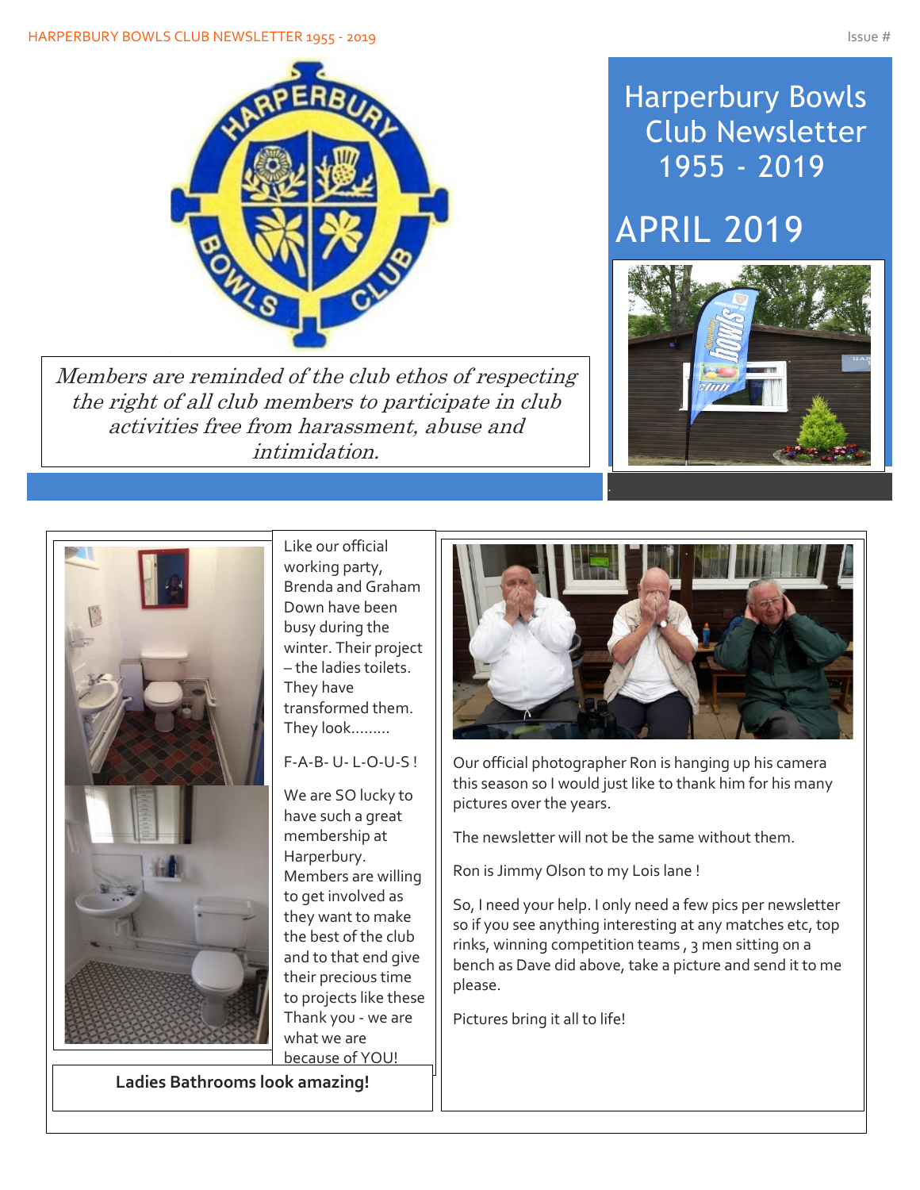# Harperbury Bowls Club Newsletter 1955 - 2019

## APRIL 2019

*Members are reminded of the club ethos of respecting the right of all club members to participate in club activities free from harassment, abuse and intimidation.*

Like our official working party, Brenda and Graham Down have been busy during the winter. Their project – the ladies toilets. They have transformed them. They look.........

F-A-B- U- L-O-U-S !

We are SO lucky to have such a great membership at Harperbury. Members are willing to get involved as they want to make the best of the club and to that end give their precious time to projects like these Thank you - we are what we are because of YOU!

**Ladies Bathrooms look amazing!**

Our official photographer Ron is hanging up his camera this season so I would just like to thank him for his many pictures over the years.

The newsletter will not be the same without them.

Ron is Jimmy Olson to my Lois lane !

So, I need your help. I only need a few pics per newsletter so if you see anything interesting at any matches etc, top rinks, winning competition teams , 3 men sitting on a bench as Dave did above, take a picture and send it to me please.

Pictures bring it all to life!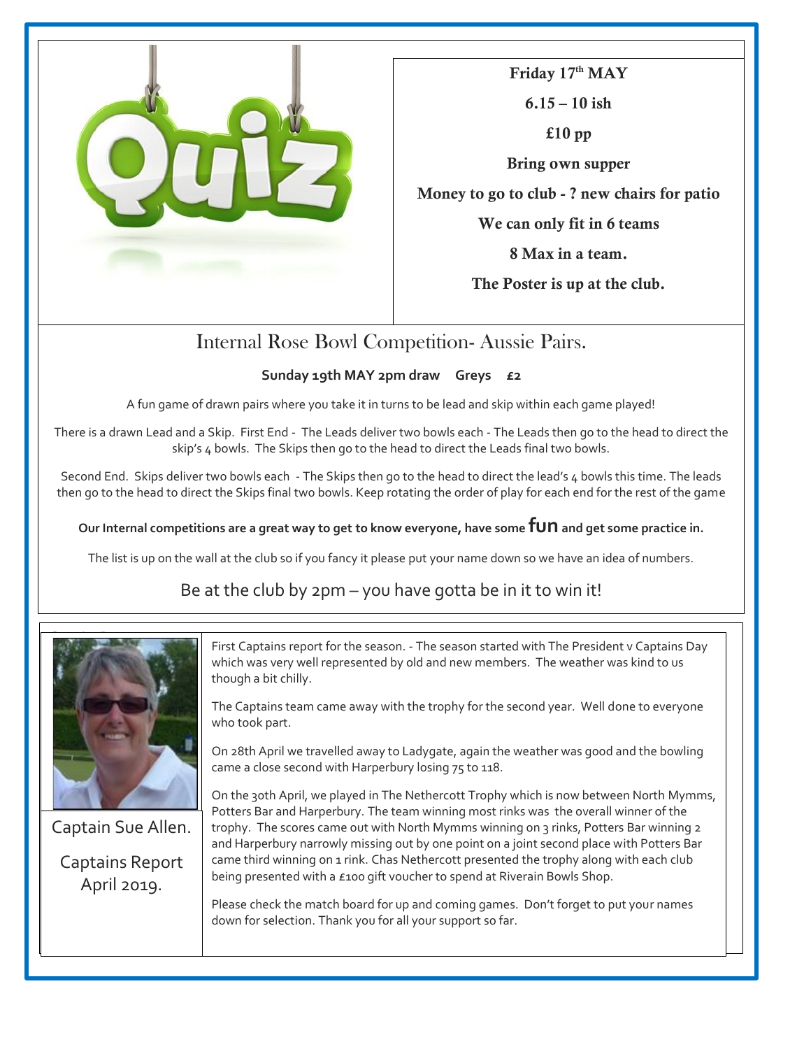# Quiz

**Friday 17th MAY**

**6.15 – 10 ish**

**£10 pp**

**Bring own supper**

**Money to go to club - ? new chairs for patio**

**We can only fit in 6 teams**

**8 Max in a team.**

**The Poster is up at the club.**

## Internal Rose Bowl Competition- Aussie Pairs.

**Sunday 19th MAY 2pm draw Greys £2**

A fun game of drawn pairs where you take it in turns to be lead and skip within each game played!

There is a drawn Lead and a Skip. First End - The Leads deliver two bowls each - The Leads then go to the head to direct the skip's 4 bowls. The Skips then go to the head to direct the Leads final two bowls.

Second End. Skips deliver two bowls each - The Skips then go to the head to direct the lead's 4 bowls this time. The leads then go to the head to direct the Skips final two bowls. Keep rotating the order of play for each end for the rest of the game

**Our Internal competitions are a great way to get to know everyone, have some fun and get some practice in.**

The list is up on the wall at the club so if you fancy it please put your name down so we have an idea of numbers.

Be at the club by 2pm – you have gotta be in it to win it!

Captain Sue Allen.

Captains Report April 2019.

First Captains report for the season. - The season started with The President v Captains Day which was very well represented by old and new members. The weather was kind to us though a bit chilly.

The Captains team came away with the trophy for the second year. Well done to everyone who took part.

On 28th April we travelled away to Ladygate, again the weather was good and the bowling came a close second with Harperbury losing 75 to 118.

On the 30th April, we played in The Nethercott Trophy which is now between North Mymms, Potters Bar and Harperbury. The team winning most rinks was the overall winner of the trophy. The scores came out with North Mymms winning on 3 rinks, Potters Bar winning 2 and Harperbury narrowly missing out by one point on a joint second place with Potters Bar came third winning on 1 rink. Chas Nethercott presented the trophy along with each club being presented with a £100 gift voucher to spend at Riverain Bowls Shop.

Please check the match board for up and coming games. Don't forget to put your names down for selection. Thank you for all your support so far.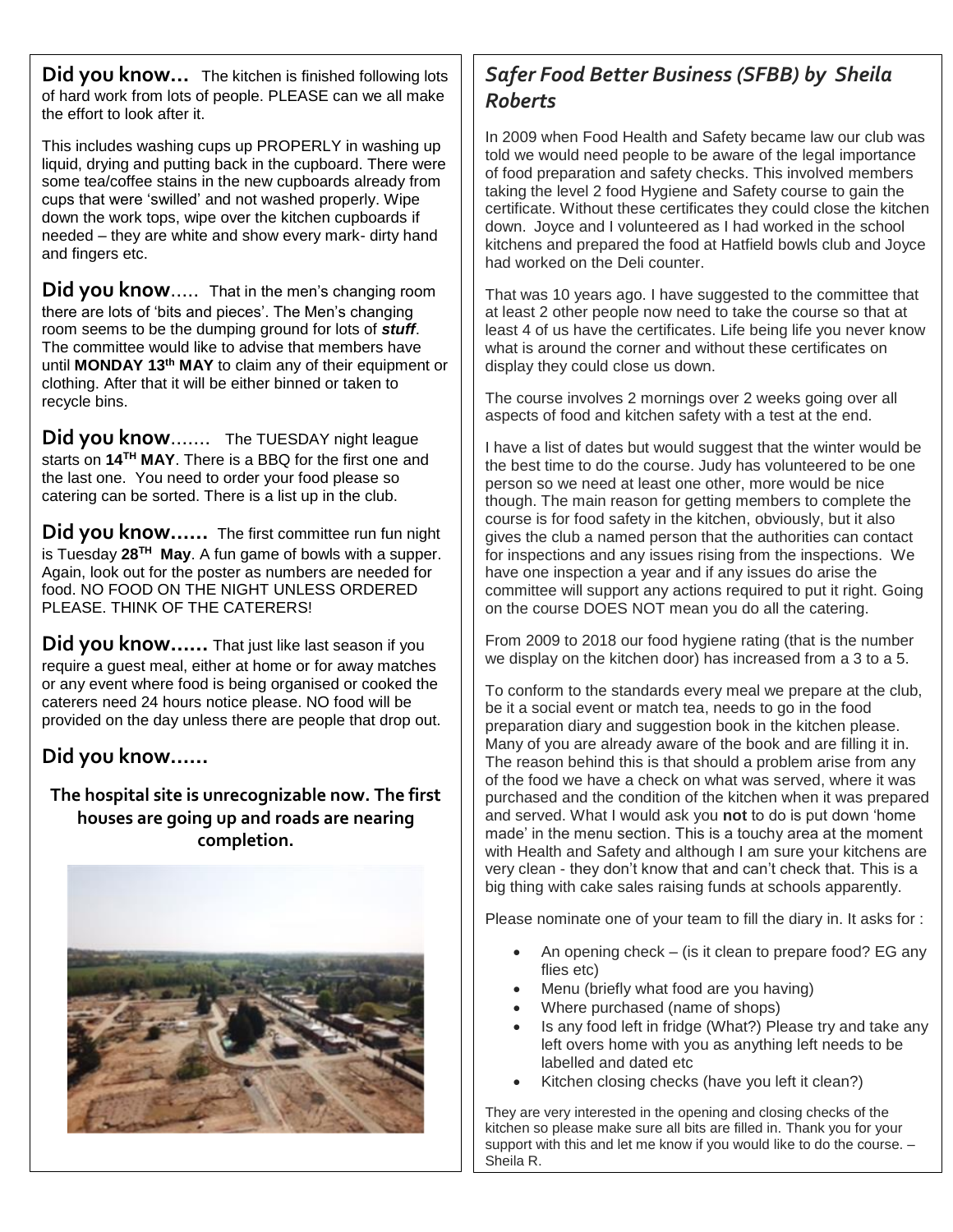**Did you know…** The kitchen is finished following lots of hard work from lots of people. PLEASE can we all make the effort to look after it.

This includes washing cups up PROPERLY in washing up liquid, drying and putting back in the cupboard. There were some tea/coffee stains in the new cupboards already from cups that were 'swilled' and not washed properly. Wipe down the work tops, wipe over the kitchen cupboards if needed – they are white and show every mark- dirty hand and fingers etc.

**Did you know**….. That in the men's changing room there are lots of 'bits and pieces'. The Men's changing room seems to be the dumping ground for lots of ***stuff***. The committee would like to advise that members have until **MONDAY 13th MAY** to claim any of their equipment or clothing. After that it will be either binned or taken to recycle bins.

**Did you know**……. The TUESDAY night league starts on **14TH MAY**. There is a BBQ for the first one and the last one. You need to order your food please so catering can be sorted. There is a list up in the club.

**Did you know……** The first committee run fun night is Tuesday **28TH May**. A fun game of bowls with a supper. Again, look out for the poster as numbers are needed for food. NO FOOD ON THE NIGHT UNLESS ORDERED PLEASE. THINK OF THE CATERERS!

**Did you know……** That just like last season if you require a guest meal, either at home or for away matches or any event where food is being organised or cooked the caterers need 24 hours notice please. NO food will be provided on the day unless there are people that drop out.

## Did you know……

**The hospital site is unrecognizable now. The first houses are going up and roads are nearing completion.**

## *Safer Food Better Business (SFBB) by Sheila Roberts*

In 2009 when Food Health and Safety became law our club was told we would need people to be aware of the legal importance of food preparation and safety checks. This involved members taking the level 2 food Hygiene and Safety course to gain the certificate. Without these certificates they could close the kitchen down. Joyce and I volunteered as I had worked in the school kitchens and prepared the food at Hatfield bowls club and Joyce had worked on the Deli counter.

That was 10 years ago. I have suggested to the committee that at least 2 other people now need to take the course so that at least 4 of us have the certificates. Life being life you never know what is around the corner and without these certificates on display they could close us down.

The course involves 2 mornings over 2 weeks going over all aspects of food and kitchen safety with a test at the end.

I have a list of dates but would suggest that the winter would be the best time to do the course. Judy has volunteered to be one person so we need at least one other, more would be nice though. The main reason for getting members to complete the course is for food safety in the kitchen, obviously, but it also gives the club a named person that the authorities can contact for inspections and any issues rising from the inspections. We have one inspection a year and if any issues do arise the committee will support any actions required to put it right. Going on the course DOES NOT mean you do all the catering.

From 2009 to 2018 our food hygiene rating (that is the number we display on the kitchen door) has increased from a 3 to a 5.

To conform to the standards every meal we prepare at the club, be it a social event or match tea, needs to go in the food preparation diary and suggestion book in the kitchen please. Many of you are already aware of the book and are filling it in. The reason behind this is that should a problem arise from any of the food we have a check on what was served, where it was purchased and the condition of the kitchen when it was prepared and served. What I would ask you **not** to do is put down 'home made' in the menu section. This is a touchy area at the moment with Health and Safety and although I am sure your kitchens are very clean - they don't know that and can't check that. This is a big thing with cake sales raising funds at schools apparently.

Please nominate one of your team to fill the diary in. It asks for :

- An opening check – (is it clean to prepare food? EG any flies etc)
- Menu (briefly what food are you having)
- Where purchased (name of shops)
- Is any food left in fridge (What?) Please try and take any left overs home with you as anything left needs to be labelled and dated etc
- Kitchen closing checks (have you left it clean?)

They are very interested in the opening and closing checks of the kitchen so please make sure all bits are filled in. Thank you for your support with this and let me know if you would like to do the course. – Sheila R.